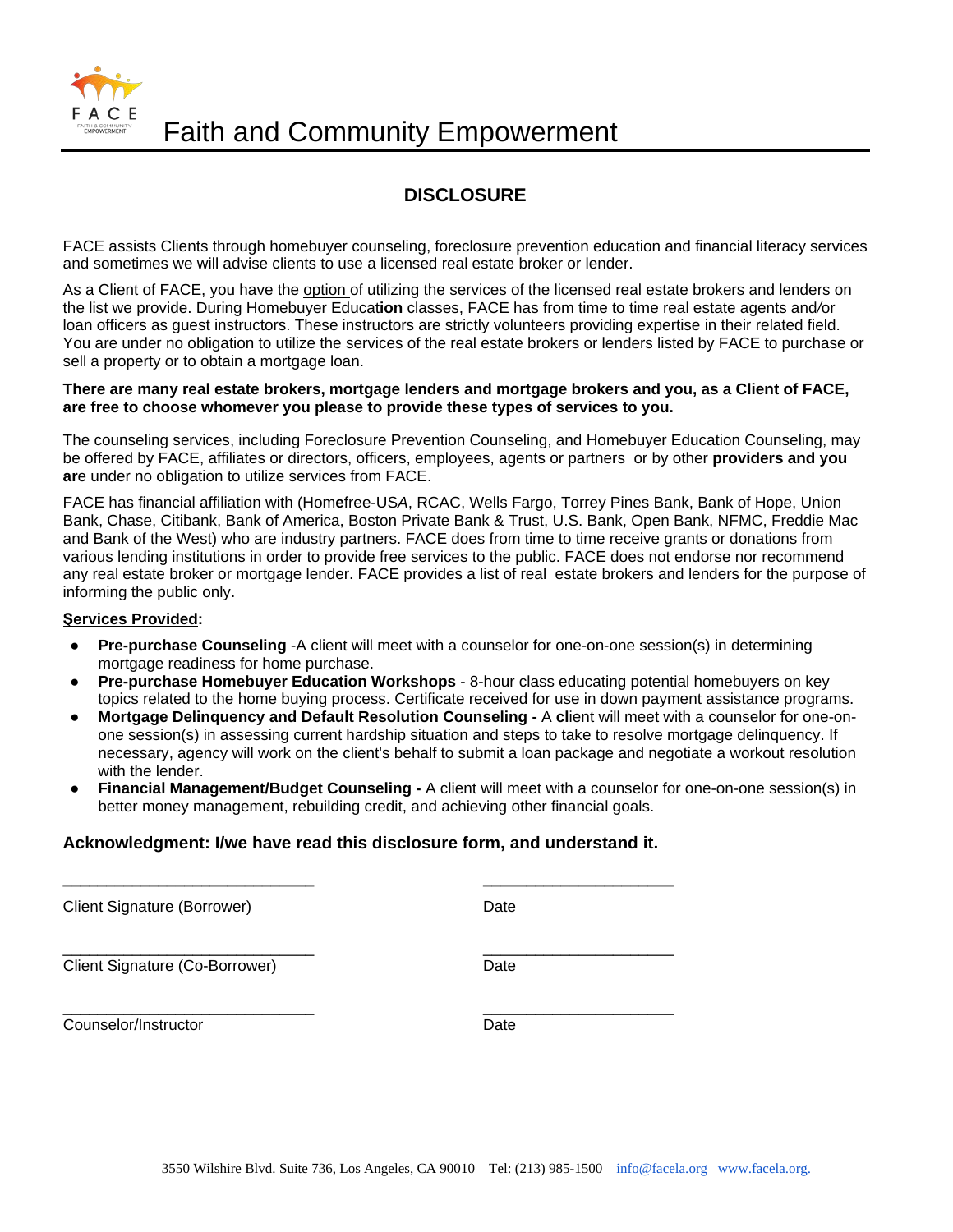# Faith and Community Empowerment

## DISCLOSURE

FACE assists Clients through homebuyer counseling, foreclosure prevention education and financial literacy services and sometimes we will advise clients to use a licensed real estate broker or lender.

As a Client of FACE, you have the option of utilizing the services of the licensed real estate brokers and lenders on the list we provide. During Homebuyer Education classes, FACE has from time to time real estate agents and/or loan officers as guest instructors. These instructors are strictly volunteers providing expertise in their related field. You are under no obligation to utilize the services of the real estate brokers or lenders listed by FACE to purchase or sell a property or to obtain a mortgage loan.

**There are many real estate brokers, mortgage lenders and mortgage brokers and you, as a Client of FACE, are free to choose whomever you please to provide these types of services to you.**

The counseling services, including Foreclosure Prevention Counseling, and Homebuyer Education Counseling, may be offered by FACE, affiliates or directors, officers, employees, agents or partners or by other **providers and you ar**e under no obligation to utilize services from FACE.

FACE has financial affiliation with (Homefree-USA, RCAC, Wells Fargo, Torrey Pines Bank, Bank of Hope, Union Bank, Chase, Citibank, Bank of America, Boston Private Bank & Trust, U.S. Bank, Open Bank, NFMC, Freddie Mac and Bank of the West) who are industry partners. FACE does from time to time receive grants or donations from various lending institutions in order to provide free services to the public. FACE does not endorse nor recommend any real estate broker or mortgage lender. FACE provides a list of real estate brokers and lenders for the purpose of informing the public only.

**Services Provided:**

- **Pre-purchase Counseling** -A client will meet with a counselor for one-on-one session(s) in determining mortgage readiness for home purchase.
- **Pre-purchase Homebuyer Education Workshops** - 8-hour class educating potential homebuyers on key topics related to the home buying process. Certificate received for use in down payment assistance programs.
- **Mortgage Delinquency and Default Resolution Counseling -** A client will meet with a counselor for one-on-one session(s) in assessing current hardship situation and steps to take to resolve mortgage delinquency. If necessary, agency will work on the client's behalf to submit a loan package and negotiate a workout resolution with the lender.
- **Financial Management/Budget Counseling -** A client will meet with a counselor for one-on-one session(s) in better money management, rebuilding credit, and achieving other financial goals.

**Acknowledgment: I/we have read this disclosure form, and understand it.**

______________________________ ______________________

Client Signature (Borrower) Date

______________________________ ______________________

Client Signature (Co-Borrower) Date

______________________________ ______________________

Counselor/Instructor Date

3550 Wilshire Blvd. Suite 736, Los Angeles, CA 90010 Tel: (213) 985-1500 info@facela.org www.facela.org.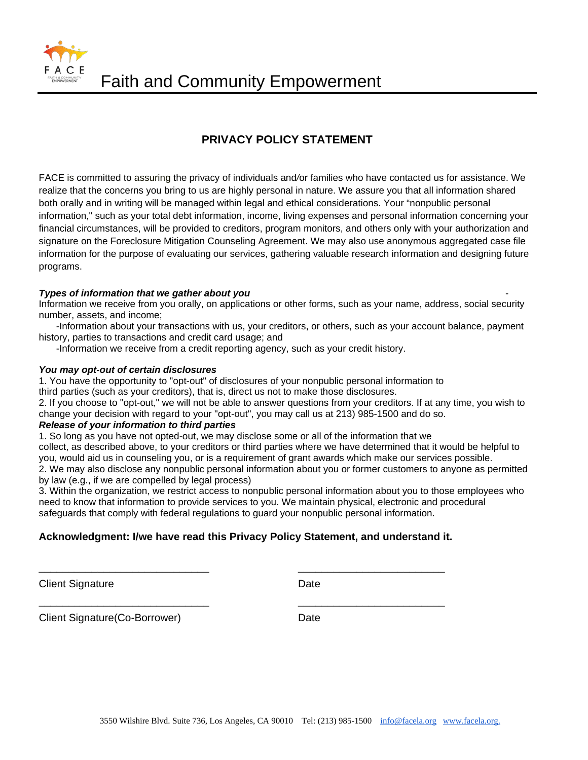Faith and Community Empowerment

## PRIVACY POLICY STATEMENT

FACE is committed to assuring the privacy of individuals and/or families who have contacted us for assistance. We realize that the concerns you bring to us are highly personal in nature. We assure you that all information shared both orally and in writing will be managed within legal and ethical considerations. Your "nonpublic personal information," such as your total debt information, income, living expenses and personal information concerning your financial circumstances, will be provided to creditors, program monitors, and others only with your authorization and signature on the Foreclosure Mitigation Counseling Agreement. We may also use anonymous aggregated case file information for the purpose of evaluating our services, gathering valuable research information and designing future programs.

***Types of information that we gather about you***

-Information we receive from you orally, on applications or other forms, such as your name, address, social security number, assets, and income;

-Information about your transactions with us, your creditors, or others, such as your account balance, payment history, parties to transactions and credit card usage; and

-Information we receive from a credit reporting agency, such as your credit history.

***You may opt-out of certain disclosures***

1. You have the opportunity to "opt-out" of disclosures of your nonpublic personal information to third parties (such as your creditors), that is, direct us not to make those disclosures.
2. If you choose to "opt-out," we will not be able to answer questions from your creditors. If at any time, you wish to change your decision with regard to your "opt-out", you may call us at 213) 985-1500 and do so.

***Release of your information to third parties***

1. So long as you have not opted-out, we may disclose some or all of the information that we collect, as described above, to your creditors or third parties where we have determined that it would be helpful to you, would aid us in counseling you, or is a requirement of grant awards which make our services possible.
2. We may also disclose any nonpublic personal information about you or former customers to anyone as permitted by law (e.g., if we are compelled by legal process)
3. Within the organization, we restrict access to nonpublic personal information about you to those employees who need to know that information to provide services to you. We maintain physical, electronic and procedural safeguards that comply with federal regulations to guard your nonpublic personal information.

**Acknowledgment: I/we have read this Privacy Policy Statement, and understand it.**

______________________________ ______________________________

Client Signature Date

______________________________ ______________________________

Client Signature(Co-Borrower) Date

3550 Wilshire Blvd. Suite 736, Los Angeles, CA 90010 Tel: (213) 985-1500 info@facela.org www.facela.org.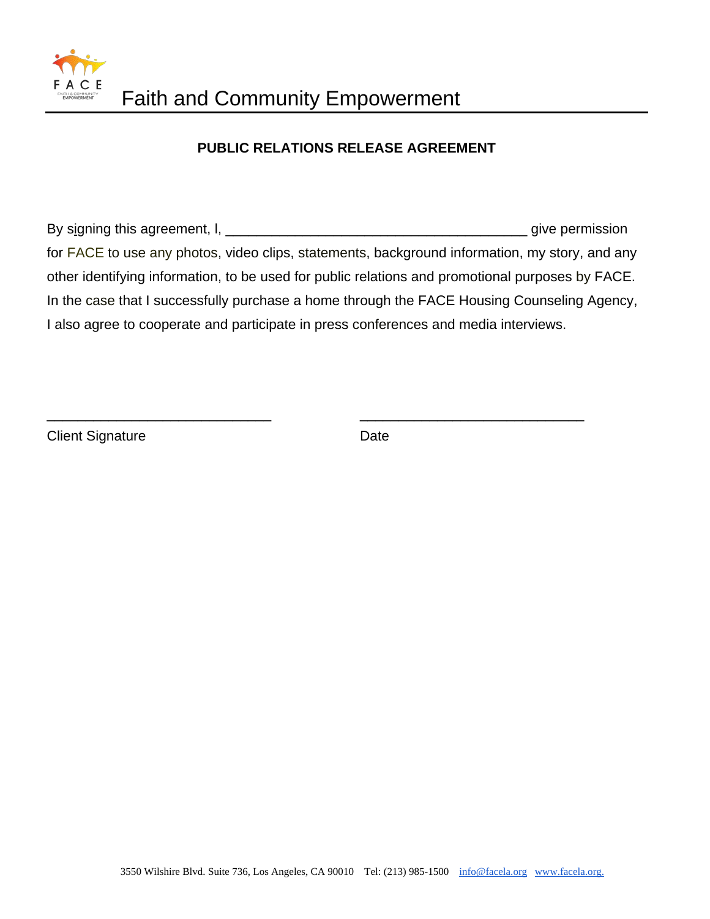FACE

FAITH & COMMUNITY EMPOWERMENT

# Faith and Community Empowerment

## PUBLIC RELATIONS RELEASE AGREEMENT

By signing this agreement, I, ________________________________________ give permission for FACE to use any photos, video clips, statements, background information, my story, and any other identifying information, to be used for public relations and promotional purposes by FACE. In the case that I successfully purchase a home through the FACE Housing Counseling Agency, I also agree to cooperate and participate in press conferences and media interviews.

______________________________ &nbsp;&nbsp;&nbsp;&nbsp;&nbsp;&nbsp;&nbsp;&nbsp; ______________________________

Client Signature &nbsp;&nbsp;&nbsp;&nbsp;&nbsp;&nbsp;&nbsp;&nbsp;&nbsp;&nbsp;&nbsp;&nbsp;&nbsp;&nbsp;&nbsp;&nbsp;&nbsp;&nbsp;&nbsp;&nbsp;&nbsp;&nbsp;&nbsp;&nbsp; Date

3550 Wilshire Blvd. Suite 736, Los Angeles, CA 90010 Tel: (213) 985-1500 info@facela.org www.facela.org.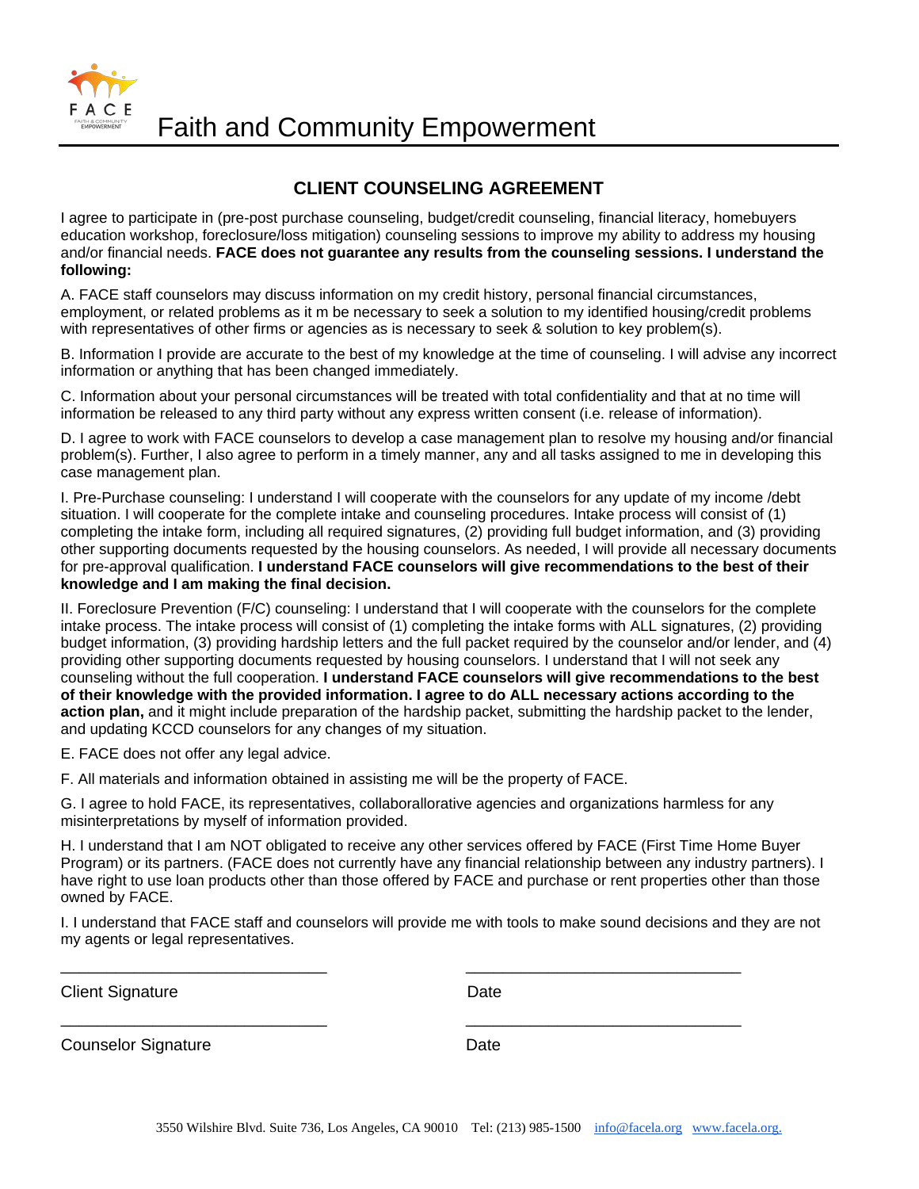FACE

Faith and Community Empowerment

## CLIENT COUNSELING AGREEMENT

I agree to participate in (pre-post purchase counseling, budget/credit counseling, financial literacy, homebuyers education workshop, foreclosure/loss mitigation) counseling sessions to improve my ability to address my housing and/or financial needs. **FACE does not guarantee any results from the counseling sessions. I understand the following:**

A. FACE staff counselors may discuss information on my credit history, personal financial circumstances, employment, or related problems as it m be necessary to seek a solution to my identified housing/credit problems with representatives of other firms or agencies as is necessary to seek & solution to key problem(s).

B. Information I provide are accurate to the best of my knowledge at the time of counseling. I will advise any incorrect information or anything that has been changed immediately.

C. Information about your personal circumstances will be treated with total confidentiality and that at no time will information be released to any third party without any express written consent (i.e. release of information).

D. I agree to work with FACE counselors to develop a case management plan to resolve my housing and/or financial problem(s). Further, I also agree to perform in a timely manner, any and all tasks assigned to me in developing this case management plan.

I. Pre-Purchase counseling: I understand I will cooperate with the counselors for any update of my income /debt situation. I will cooperate for the complete intake and counseling procedures. Intake process will consist of (1) completing the intake form, including all required signatures, (2) providing full budget information, and (3) providing other supporting documents requested by the housing counselors. As needed, I will provide all necessary documents for pre-approval qualification. **I understand FACE counselors will give recommendations to the best of their knowledge and I am making the final decision.**

II. Foreclosure Prevention (F/C) counseling: I understand that I will cooperate with the counselors for the complete intake process. The intake process will consist of (1) completing the intake forms with ALL signatures, (2) providing budget information, (3) providing hardship letters and the full packet required by the counselor and/or lender, and (4) providing other supporting documents requested by housing counselors. I understand that I will not seek any counseling without the full cooperation. **I understand FACE counselors will give recommendations to the best of their knowledge with the provided information. I agree to do ALL necessary actions according to the action plan,** and it might include preparation of the hardship packet, submitting the hardship packet to the lender, and updating KCCD counselors for any changes of my situation.

E. FACE does not offer any legal advice.

F. All materials and information obtained in assisting me will be the property of FACE.

G. I agree to hold FACE, its representatives, collaborallorative agencies and organizations harmless for any misinterpretations by myself of information provided.

H. I understand that I am NOT obligated to receive any other services offered by FACE (First Time Home Buyer Program) or its partners. (FACE does not currently have any financial relationship between any industry partners). I have right to use loan products other than those offered by FACE and purchase or rent properties other than those owned by FACE.

I. I understand that FACE staff and counselors will provide me with tools to make sound decisions and they are not my agents or legal representatives.

| | |
|---|---|
| ______________________________ | ______________________________ |
| Client Signature | Date |
| ______________________________ | ______________________________ |
| Counselor Signature | Date |

3550 Wilshire Blvd. Suite 736, Los Angeles, CA 90010  Tel: (213) 985-1500  info@facela.org  www.facela.org.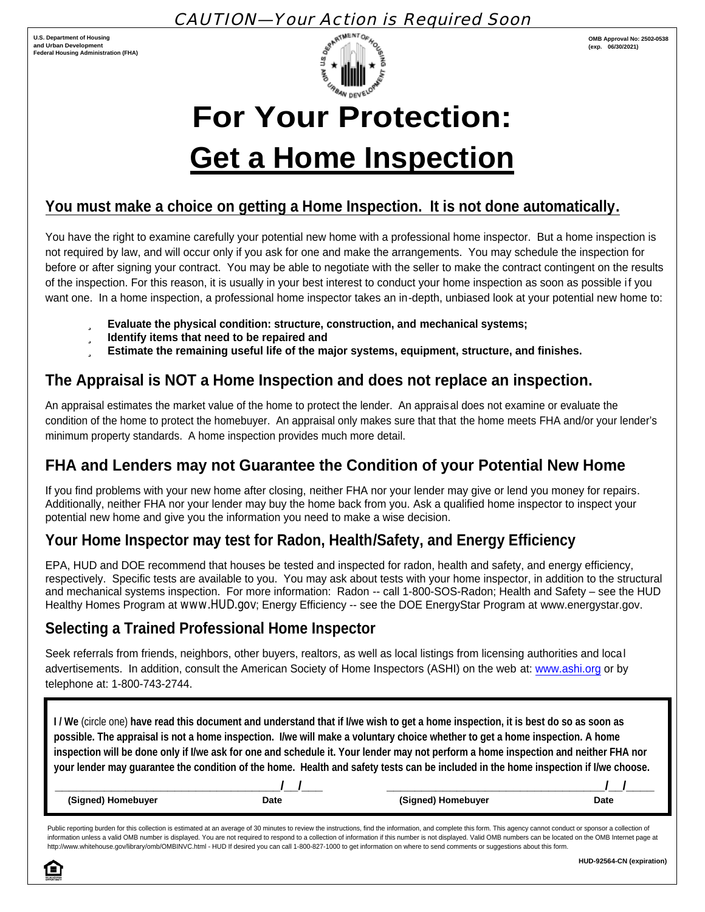*CAUTION—Your Action is Required Soon*

U.S. Department of Housing
and Urban Development
Federal Housing Administration (FHA)

OMB Approval No: 2502-0538
(exp. 06/30/2021)

# For Your Protection:

# Get a Home Inspection

## You must make a choice on getting a Home Inspection. It is not done automatically.

You have the right to examine carefully your potential new home with a professional home inspector. But a home inspection is not required by law, and will occur only if you ask for one and make the arrangements. You may schedule the inspection for before or after signing your contract. You may be able to negotiate with the seller to make the contract contingent on the results of the inspection. For this reason, it is usually in your best interest to conduct your home inspection as soon as possible if you want one. In a home inspection, a professional home inspector takes an in-depth, unbiased look at your potential new home to:

- **Evaluate the physical condition: structure, construction, and mechanical systems;**
- **Identify items that need to be repaired and**
- **Estimate the remaining useful life of the major systems, equipment, structure, and finishes.**

## The Appraisal is NOT a Home Inspection and does not replace an inspection.

An appraisal estimates the market value of the home to protect the lender. An appraisal does not examine or evaluate the condition of the home to protect the homebuyer. An appraisal only makes sure that that the home meets FHA and/or your lender's minimum property standards. A home inspection provides much more detail.

## FHA and Lenders may not Guarantee the Condition of your Potential New Home

If you find problems with your new home after closing, neither FHA nor your lender may give or lend you money for repairs. Additionally, neither FHA nor your lender may buy the home back from you. Ask a qualified home inspector to inspect your potential new home and give you the information you need to make a wise decision.

## Your Home Inspector may test for Radon, Health/Safety, and Energy Efficiency

EPA, HUD and DOE recommend that houses be tested and inspected for radon, health and safety, and energy efficiency, respectively. Specific tests are available to you. You may ask about tests with your home inspector, in addition to the structural and mechanical systems inspection. For more information: Radon -- call 1-800-SOS-Radon; Health and Safety – see the HUD Healthy Homes Program at www.HUD.gov; Energy Efficiency -- see the DOE EnergyStar Program at www.energystar.gov.

## Selecting a Trained Professional Home Inspector

Seek referrals from friends, neighbors, other buyers, realtors, as well as local listings from licensing authorities and local advertisements. In addition, consult the American Society of Home Inspectors (ASHI) on the web at: www.ashi.org or by telephone at: 1-800-743-2744.

**I / We** (circle one) **have read this document and understand that if I/we wish to get a home inspection, it is best do so as soon as possible. The appraisal is not a home inspection. I/we will make a voluntary choice whether to get a home inspection. A home inspection will be done only if I/we ask for one and schedule it. Your lender may not perform a home inspection and neither FHA nor your lender may guarantee the condition of the home. Health and safety tests can be included in the home inspection if I/we choose.**

| | | | |
|---|---|---|---|
| ______________________ | \_\_/\_\_/\_\_ | ______________________ | \_\_/\_\_/\_\_ |
| **(Signed) Homebuyer** | **Date** | **(Signed) Homebuyer** | **Date** |

Public reporting burden for this collection is estimated at an average of 30 minutes to review the instructions, find the information, and complete this form. This agency cannot conduct or sponsor a collection of information unless a valid OMB number is displayed. You are not required to respond to a collection of information if this number is not displayed. Valid OMB numbers can be located on the OMB Internet page at http://www.whitehouse.gov/library/omb/OMBINVC.html - HUD If desired you can call 1-800-827-1000 to get information on where to send comments or suggestions about this form.

HUD-92564-CN (expiration)